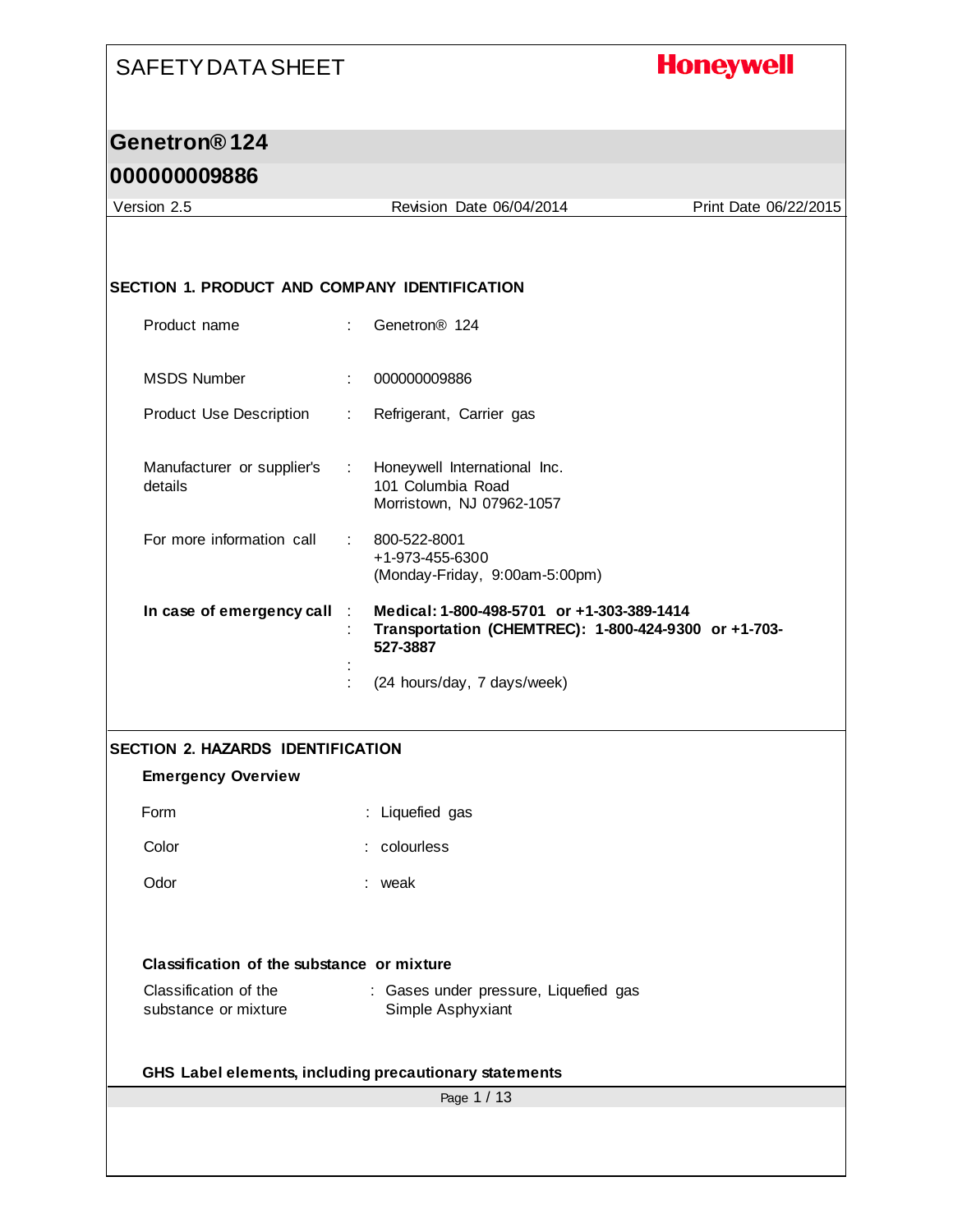# SAFETY DATA SHEET

**Honeywell**

## Genetron® 124

## 000000009886

Version 2.5 | Revision Date 06/04/2014 | Print Date 06/22/2015

### SECTION 1. PRODUCT AND COMPANY IDENTIFICATION

| | | |
|---|---|---|
| Product name | : | Genetron® 124 |
| MSDS Number | : | 000000009886 |
| Product Use Description | : | Refrigerant, Carrier gas |
| Manufacturer or supplier's details | : | Honeywell International Inc.<br>101 Columbia Road<br>Morristown, NJ 07962-1057 |
| For more information call | : | 800-522-8001<br>+1-973-455-6300<br>(Monday-Friday, 9:00am-5:00pm) |
| **In case of emergency call** | : | **Medical: 1-800-498-5701 or +1-303-389-1414** |
| | : | **Transportation (CHEMTREC): 1-800-424-9300 or +1-703-527-3887** |
| | : | |
| | : | (24 hours/day, 7 days/week) |

### SECTION 2. HAZARDS IDENTIFICATION

**Emergency Overview**

| | | |
|---|---|---|
| Form | : | Liquefied gas |
| Color | : | colourless |
| Odor | : | weak |

**Classification of the substance or mixture**

| | | |
|---|---|---|
| Classification of the substance or mixture | : | Gases under pressure, Liquefied gas<br>Simple Asphyxiant |

**GHS Label elements, including precautionary statements**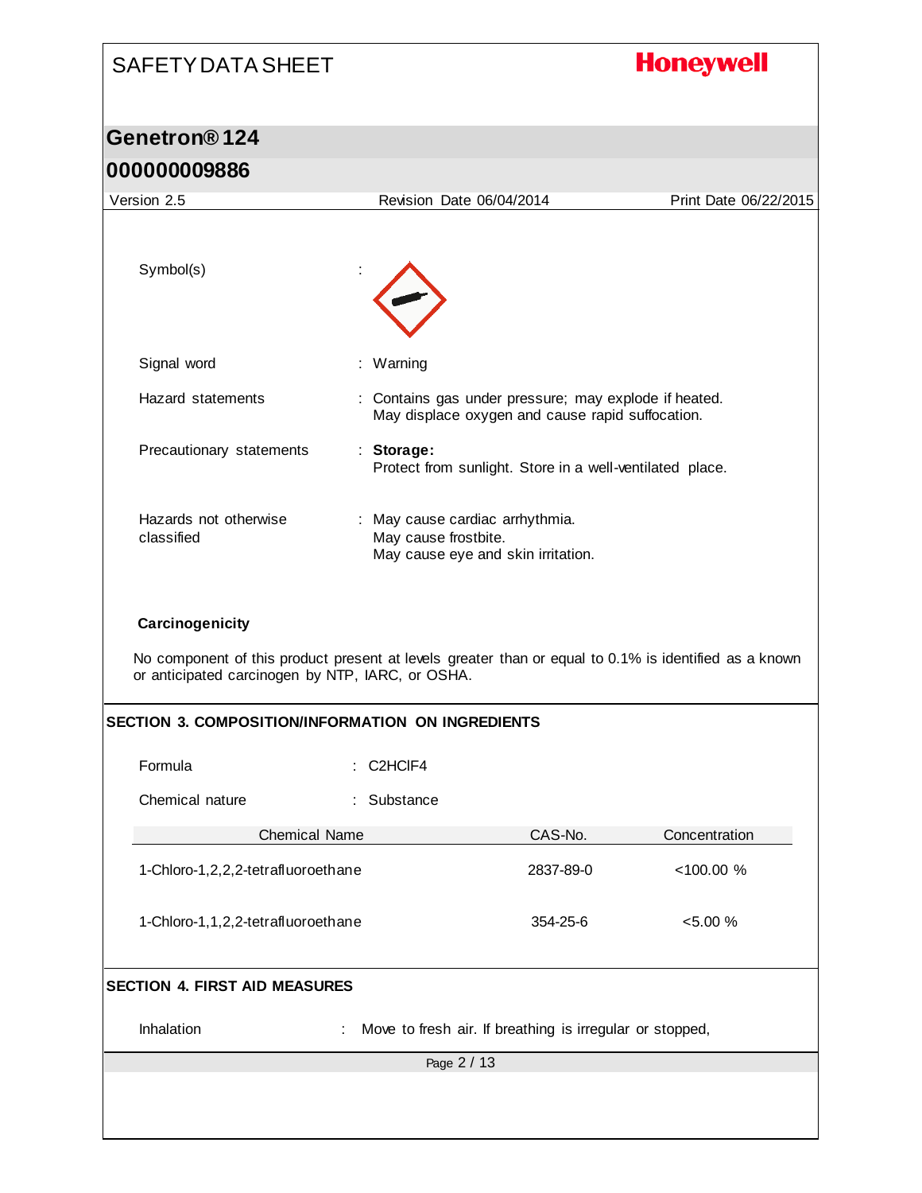Symbol(s) :

Signal word : Warning

Hazard statements : Contains gas under pressure; may explode if heated. May displace oxygen and cause rapid suffocation.

Precautionary statements : **Storage:** Protect from sunlight. Store in a well-ventilated place.

Hazards not otherwise classified : May cause cardiac arrhythmia. May cause frostbite. May cause eye and skin irritation.

### Carcinogenicity

No component of this product present at levels greater than or equal to 0.1% is identified as a known or anticipated carcinogen by NTP, IARC, or OSHA.

## SECTION 3. COMPOSITION/INFORMATION ON INGREDIENTS

Formula : $C_2HClF_4$

Chemical nature : Substance

| Chemical Name | CAS-No. | Concentration |
|---|---|---|
| 1-Chloro-1,2,2,2-tetrafluoroethane | 2837-89-0 | <100.00 % |
| 1-Chloro-1,1,2,2-tetrafluoroethane | 354-25-6 | <5.00 % |

## SECTION 4. FIRST AID MEASURES

Inhalation : Move to fresh air. If breathing is irregular or stopped,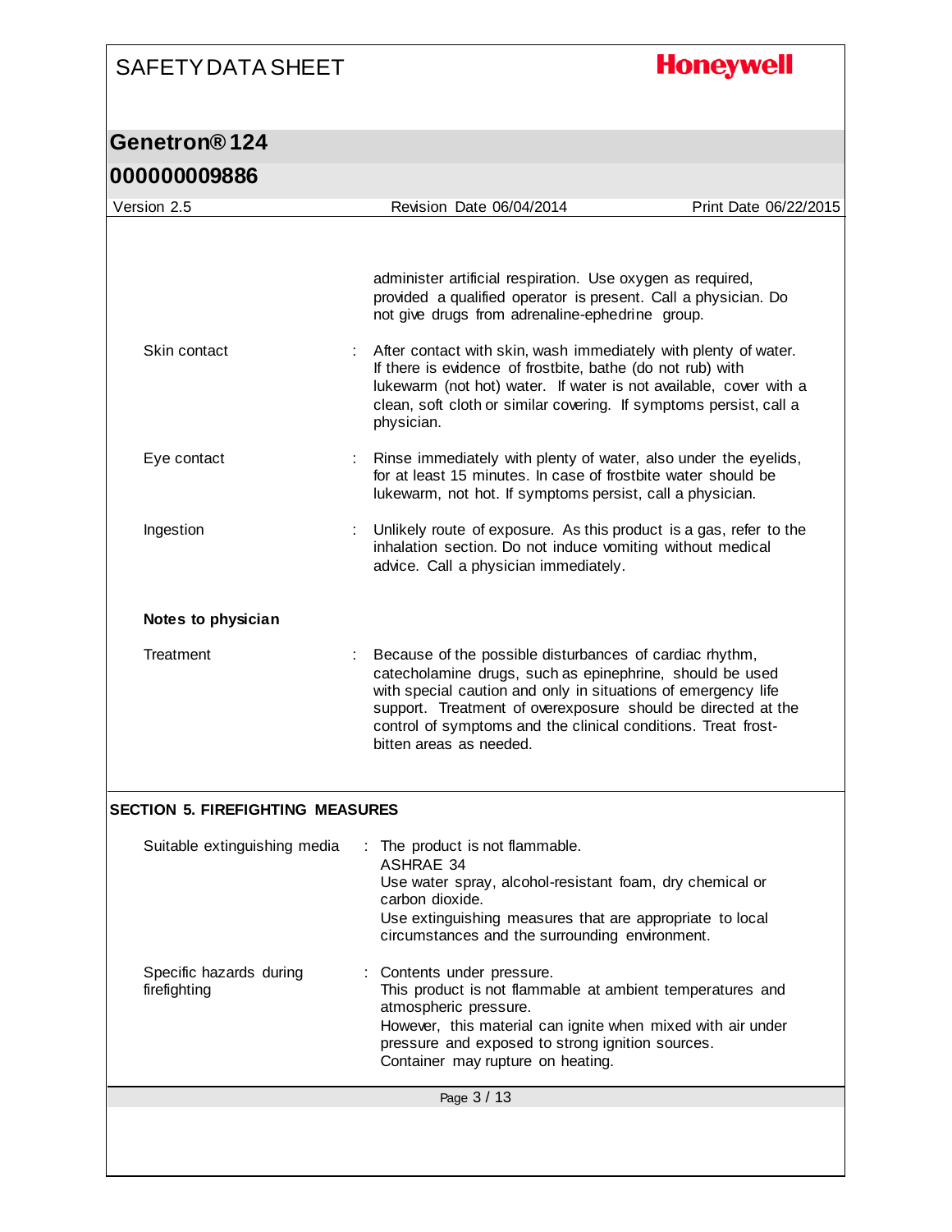administer artificial respiration. Use oxygen as required, provided a qualified operator is present. Call a physician. Do not give drugs from adrenaline-ephedrine group.

| | |
|---|---|
| Skin contact | After contact with skin, wash immediately with plenty of water. If there is evidence of frostbite, bathe (do not rub) with lukewarm (not hot) water. If water is not available, cover with a clean, soft cloth or similar covering. If symptoms persist, call a physician. |
| Eye contact | Rinse immediately with plenty of water, also under the eyelids, for at least 15 minutes. In case of frostbite water should be lukewarm, not hot. If symptoms persist, call a physician. |
| Ingestion | Unlikely route of exposure. As this product is a gas, refer to the inhalation section. Do not induce vomiting without medical advice. Call a physician immediately. |

**Notes to physician**

| | |
|---|---|
| Treatment | Because of the possible disturbances of cardiac rhythm, catecholamine drugs, such as epinephrine, should be used with special caution and only in situations of emergency life support. Treatment of overexposure should be directed at the control of symptoms and the clinical conditions. Treat frost-bitten areas as needed. |

## SECTION 5. FIREFIGHTING MEASURES

| | |
|---|---|
| Suitable extinguishing media | The product is not flammable.<br>ASHRAE 34<br>Use water spray, alcohol-resistant foam, dry chemical or carbon dioxide.<br>Use extinguishing measures that are appropriate to local circumstances and the surrounding environment. |
| Specific hazards during firefighting | Contents under pressure.<br>This product is not flammable at ambient temperatures and atmospheric pressure.<br>However, this material can ignite when mixed with air under pressure and exposed to strong ignition sources.<br>Container may rupture on heating. |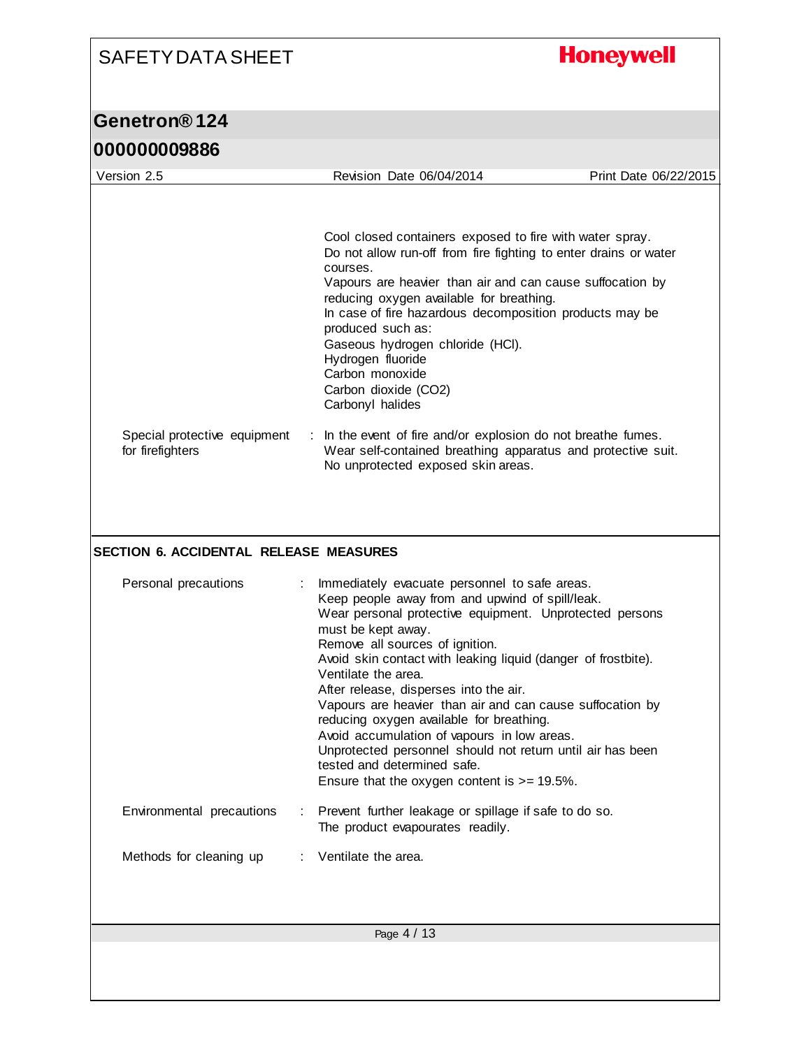Cool closed containers exposed to fire with water spray.
Do not allow run-off from fire fighting to enter drains or water courses.
Vapours are heavier than air and can cause suffocation by reducing oxygen available for breathing.
In case of fire hazardous decomposition products may be produced such as:
Gaseous hydrogen chloride (HCl).
Hydrogen fluoride
Carbon monoxide
Carbon dioxide ($CO_2$)
Carbonyl halides

Special protective equipment for firefighters : In the event of fire and/or explosion do not breathe fumes.
Wear self-contained breathing apparatus and protective suit.
No unprotected exposed skin areas.

## SECTION 6. ACCIDENTAL RELEASE MEASURES

Personal precautions : Immediately evacuate personnel to safe areas.
Keep people away from and upwind of spill/leak.
Wear personal protective equipment. Unprotected persons must be kept away.
Remove all sources of ignition.
Avoid skin contact with leaking liquid (danger of frostbite).
Ventilate the area.
After release, disperses into the air.
Vapours are heavier than air and can cause suffocation by reducing oxygen available for breathing.
Avoid accumulation of vapours in low areas.
Unprotected personnel should not return until air has been tested and determined safe.
Ensure that the oxygen content is >= 19.5%.

Environmental precautions : Prevent further leakage or spillage if safe to do so.
The product evapourates readily.

Methods for cleaning up : Ventilate the area.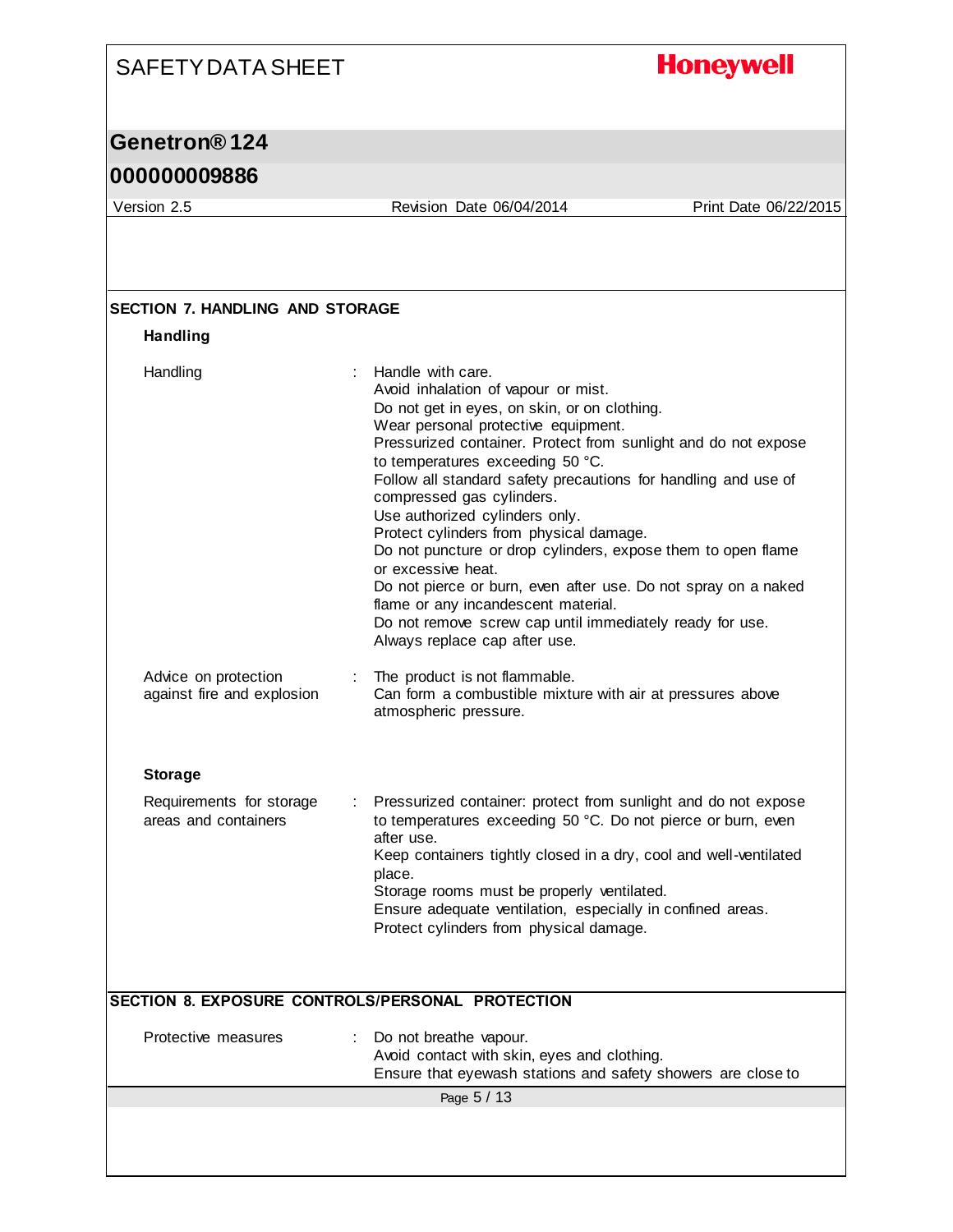## SECTION 7. HANDLING AND STORAGE

### Handling

| | |
|---|---|
| Handling | : Handle with care.<br>Avoid inhalation of vapour or mist.<br>Do not get in eyes, on skin, or on clothing.<br>Wear personal protective equipment.<br>Pressurized container. Protect from sunlight and do not expose to temperatures exceeding 50 °C.<br>Follow all standard safety precautions for handling and use of compressed gas cylinders.<br>Use authorized cylinders only.<br>Protect cylinders from physical damage.<br>Do not puncture or drop cylinders, expose them to open flame or excessive heat.<br>Do not pierce or burn, even after use. Do not spray on a naked flame or any incandescent material.<br>Do not remove screw cap until immediately ready for use.<br>Always replace cap after use. |
| Advice on protection against fire and explosion | : The product is not flammable.<br>Can form a combustible mixture with air at pressures above atmospheric pressure. |

### Storage

| | |
|---|---|
| Requirements for storage areas and containers | : Pressurized container: protect from sunlight and do not expose to temperatures exceeding 50 °C. Do not pierce or burn, even after use.<br>Keep containers tightly closed in a dry, cool and well-ventilated place.<br>Storage rooms must be properly ventilated.<br>Ensure adequate ventilation, especially in confined areas.<br>Protect cylinders from physical damage. |

## SECTION 8. EXPOSURE CONTROLS/PERSONAL PROTECTION

| | |
|---|---|
| Protective measures | : Do not breathe vapour.<br>Avoid contact with skin, eyes and clothing.<br>Ensure that eyewash stations and safety showers are close to |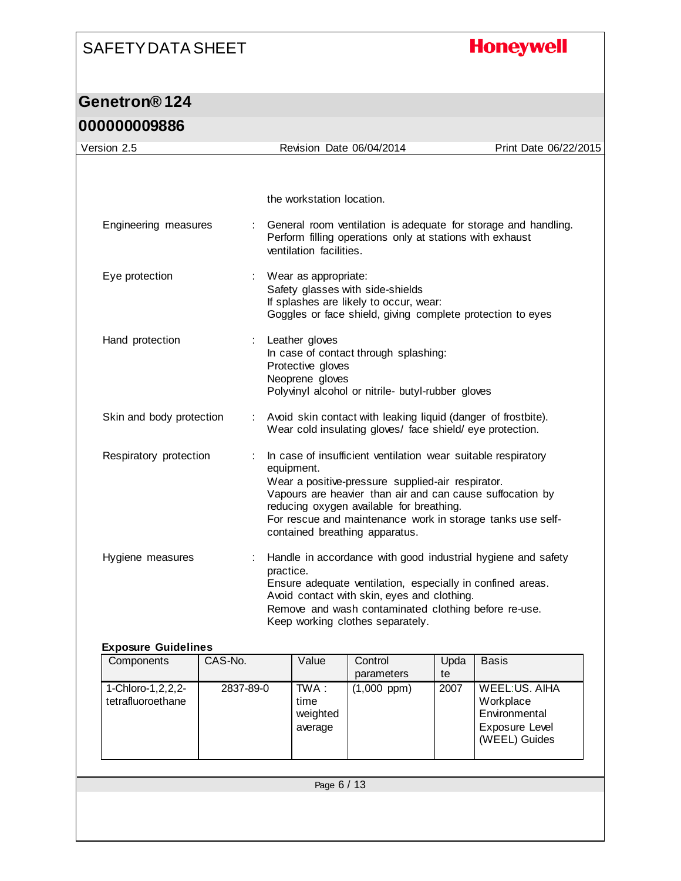the workstation location.

Engineering measures : General room ventilation is adequate for storage and handling. Perform filling operations only at stations with exhaust ventilation facilities.

Eye protection : Wear as appropriate:
Safety glasses with side-shields
If splashes are likely to occur, wear:
Goggles or face shield, giving complete protection to eyes

Hand protection : Leather gloves
In case of contact through splashing:
Protective gloves
Neoprene gloves
Polyvinyl alcohol or nitrile- butyl-rubber gloves

Skin and body protection : Avoid skin contact with leaking liquid (danger of frostbite).
Wear cold insulating gloves/ face shield/ eye protection.

Respiratory protection : In case of insufficient ventilation wear suitable respiratory equipment.
Wear a positive-pressure supplied-air respirator.
Vapours are heavier than air and can cause suffocation by reducing oxygen available for breathing.
For rescue and maintenance work in storage tanks use self-contained breathing apparatus.

Hygiene measures : Handle in accordance with good industrial hygiene and safety practice.
Ensure adequate ventilation, especially in confined areas.
Avoid contact with skin, eyes and clothing.
Remove and wash contaminated clothing before re-use.
Keep working clothes separately.

**Exposure Guidelines**

| Components | CAS-No. | Value | Control parameters | Update | Basis |
|---|---|---|---|---|---|
| 1-Chloro-1,2,2,2-tetrafluoroethane | 2837-89-0 | TWA : time weighted average | (1,000 ppm) | 2007 | WEEL:US. AIHA Workplace Environmental Exposure Level (WEEL) Guides |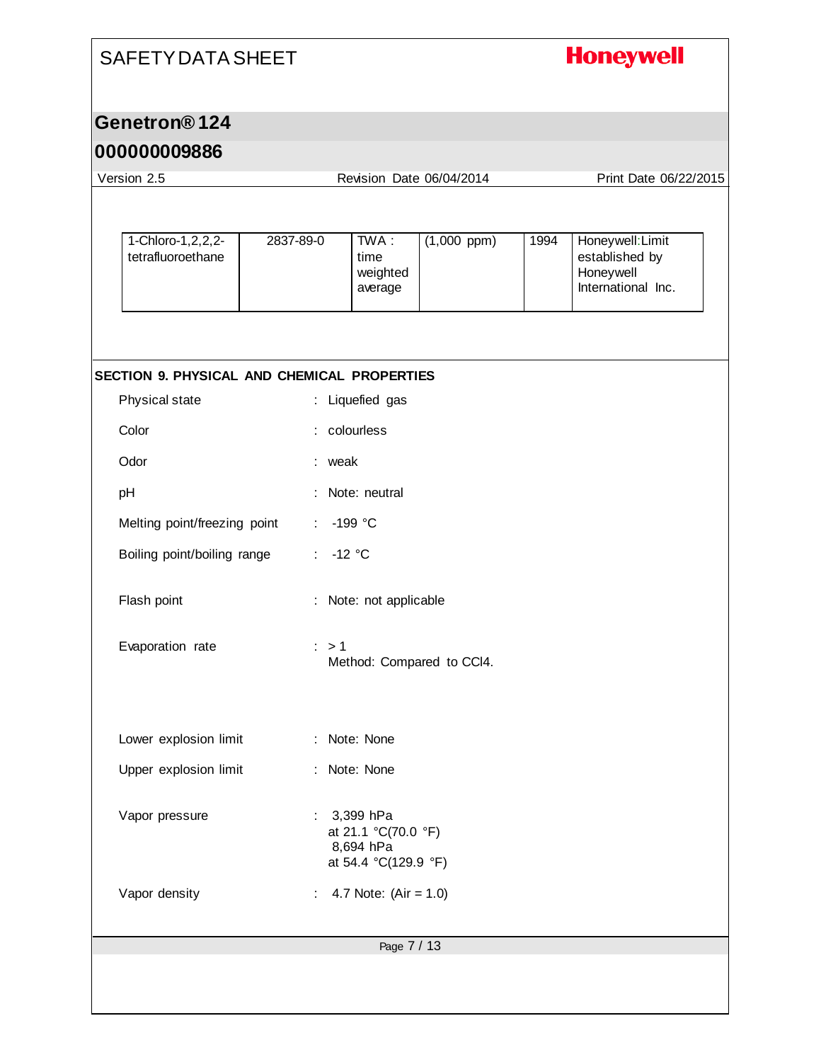| 1-Chloro-1,2,2,2-tetrafluoroethane | 2837-89-0 | TWA : time weighted average | (1,000 ppm) | 1994 | Honeywell:Limit established by Honeywell International Inc. |
|---|---|---|---|---|---|

## SECTION 9. PHYSICAL AND CHEMICAL PROPERTIES

| Property | Value |
|---|---|
| Physical state | Liquefied gas |
| Color | colourless |
| Odor | weak |
| pH | Note: neutral |
| Melting point/freezing point | -199 °C |
| Boiling point/boiling range | -12 °C |
| Flash point | Note: not applicable |
| Evaporation rate | > 1<br>Method: Compared to CCl4. |
| Lower explosion limit | Note: None |
| Upper explosion limit | Note: None |
| Vapor pressure | 3,399 hPa<br>at 21.1 °C(70.0 °F)<br>8,694 hPa<br>at 54.4 °C(129.9 °F) |
| Vapor density | 4.7 Note: (Air = 1.0) |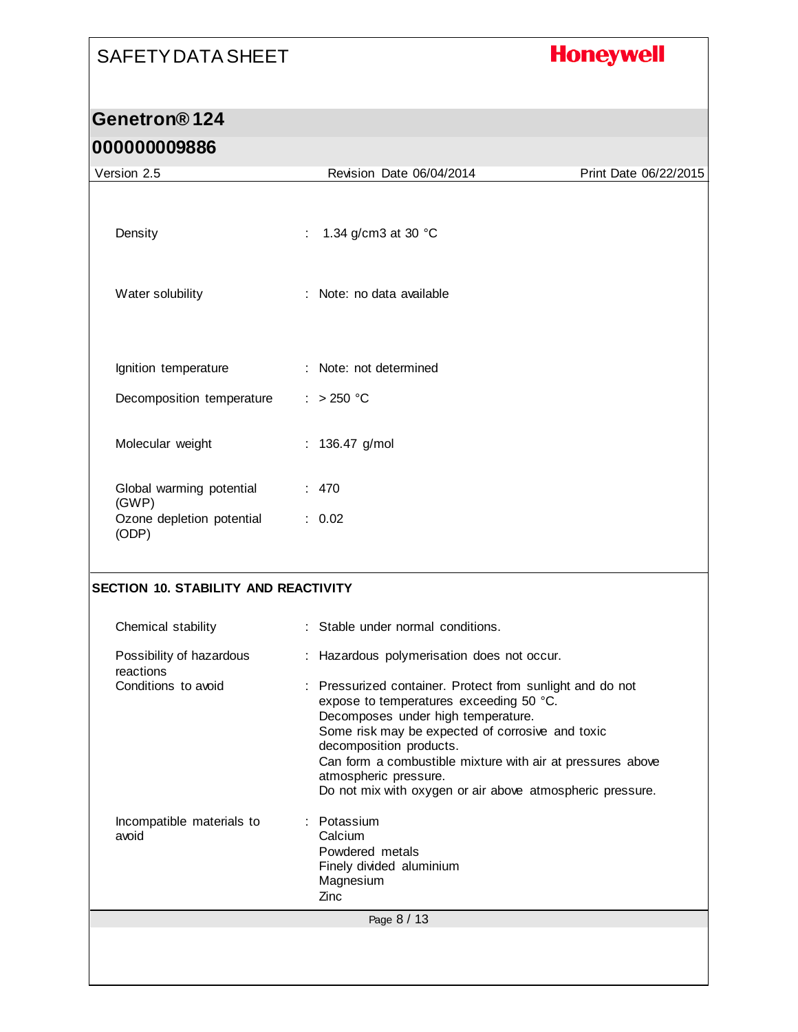| | |
|---|---|
| Density | : 1.34 g/cm3 at 30 °C |
| Water solubility | : Note: no data available |
| Ignition temperature | : Note: not determined |
| Decomposition temperature | : > 250 °C |
| Molecular weight | : 136.47 g/mol |
| Global warming potential (GWP) | : 470 |
| Ozone depletion potential (ODP) | : 0.02 |

## SECTION 10. STABILITY AND REACTIVITY

| | |
|---|---|
| Chemical stability | : Stable under normal conditions. |
| Possibility of hazardous reactions | : Hazardous polymerisation does not occur. |
| Conditions to avoid | : Pressurized container. Protect from sunlight and do not expose to temperatures exceeding 50 °C.<br>Decomposes under high temperature.<br>Some risk may be expected of corrosive and toxic decomposition products.<br>Can form a combustible mixture with air at pressures above atmospheric pressure.<br>Do not mix with oxygen or air above atmospheric pressure. |
| Incompatible materials to avoid | : Potassium<br>Calcium<br>Powdered metals<br>Finely divided aluminium<br>Magnesium<br>Zinc |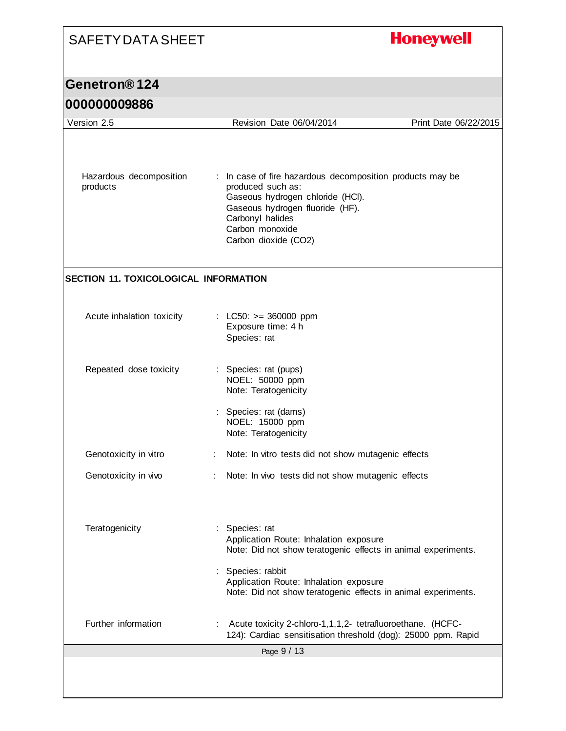Hazardous decomposition products : In case of fire hazardous decomposition products may be produced such as:
Gaseous hydrogen chloride (HCl).
Gaseous hydrogen fluoride (HF).
Carbonyl halides
Carbon monoxide
Carbon dioxide ($CO_2$)

## SECTION 11. TOXICOLOGICAL INFORMATION

**Acute inhalation toxicity** : LC50: >= 360000 ppm
Exposure time: 4 h
Species: rat

**Repeated dose toxicity** : Species: rat (pups)
NOEL: 50000 ppm
Note: Teratogenicity

: Species: rat (dams)
NOEL: 15000 ppm
Note: Teratogenicity

**Genotoxicity in vitro** : Note: In vitro tests did not show mutagenic effects

**Genotoxicity in vivo** : Note: In vivo tests did not show mutagenic effects

**Teratogenicity** : Species: rat
Application Route: Inhalation exposure
Note: Did not show teratogenic effects in animal experiments.

: Species: rabbit
Application Route: Inhalation exposure
Note: Did not show teratogenic effects in animal experiments.

**Further information** : Acute toxicity 2-chloro-1,1,1,2- tetrafluoroethane. (HCFC-124): Cardiac sensitisation threshold (dog): 25000 ppm. Rapid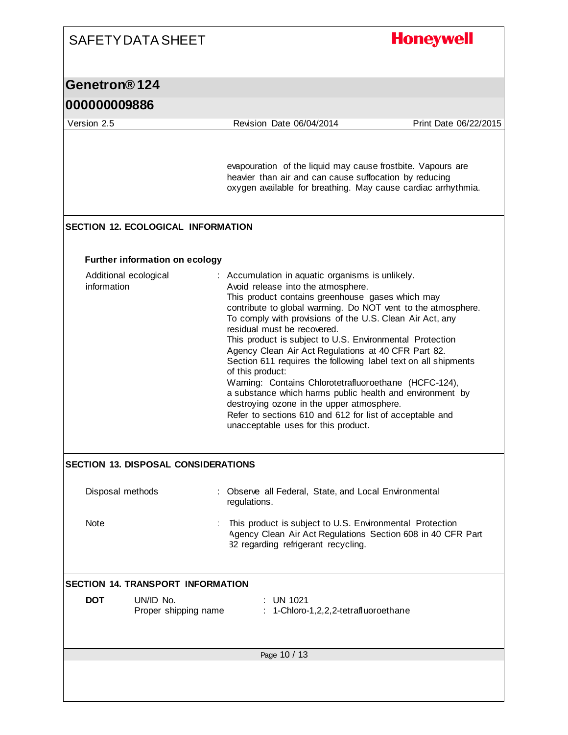evapouration of the liquid may cause frostbite. Vapours are heavier than air and can cause suffocation by reducing oxygen available for breathing. May cause cardiac arrhythmia.

## SECTION 12. ECOLOGICAL INFORMATION

### Further information on ecology

Additional ecological information : Accumulation in aquatic organisms is unlikely.
Avoid release into the atmosphere.
This product contains greenhouse gases which may contribute to global warming. Do NOT vent to the atmosphere.
To comply with provisions of the U.S. Clean Air Act, any residual must be recovered.
This product is subject to U.S. Environmental Protection Agency Clean Air Act Regulations at 40 CFR Part 82.
Section 611 requires the following label text on all shipments of this product:
Warning: Contains Chlorotetrafluoroethane (HCFC-124), a substance which harms public health and environment by destroying ozone in the upper atmosphere.
Refer to sections 610 and 612 for list of acceptable and unacceptable uses for this product.

## SECTION 13. DISPOSAL CONSIDERATIONS

Disposal methods : Observe all Federal, State, and Local Environmental regulations.

Note : This product is subject to U.S. Environmental Protection Agency Clean Air Act Regulations Section 608 in 40 CFR Part 82 regarding refrigerant recycling.

## SECTION 14. TRANSPORT INFORMATION

**DOT**

UN/ID No. : UN 1021
Proper shipping name : 1-Chloro-1,2,2,2-tetrafluoroethane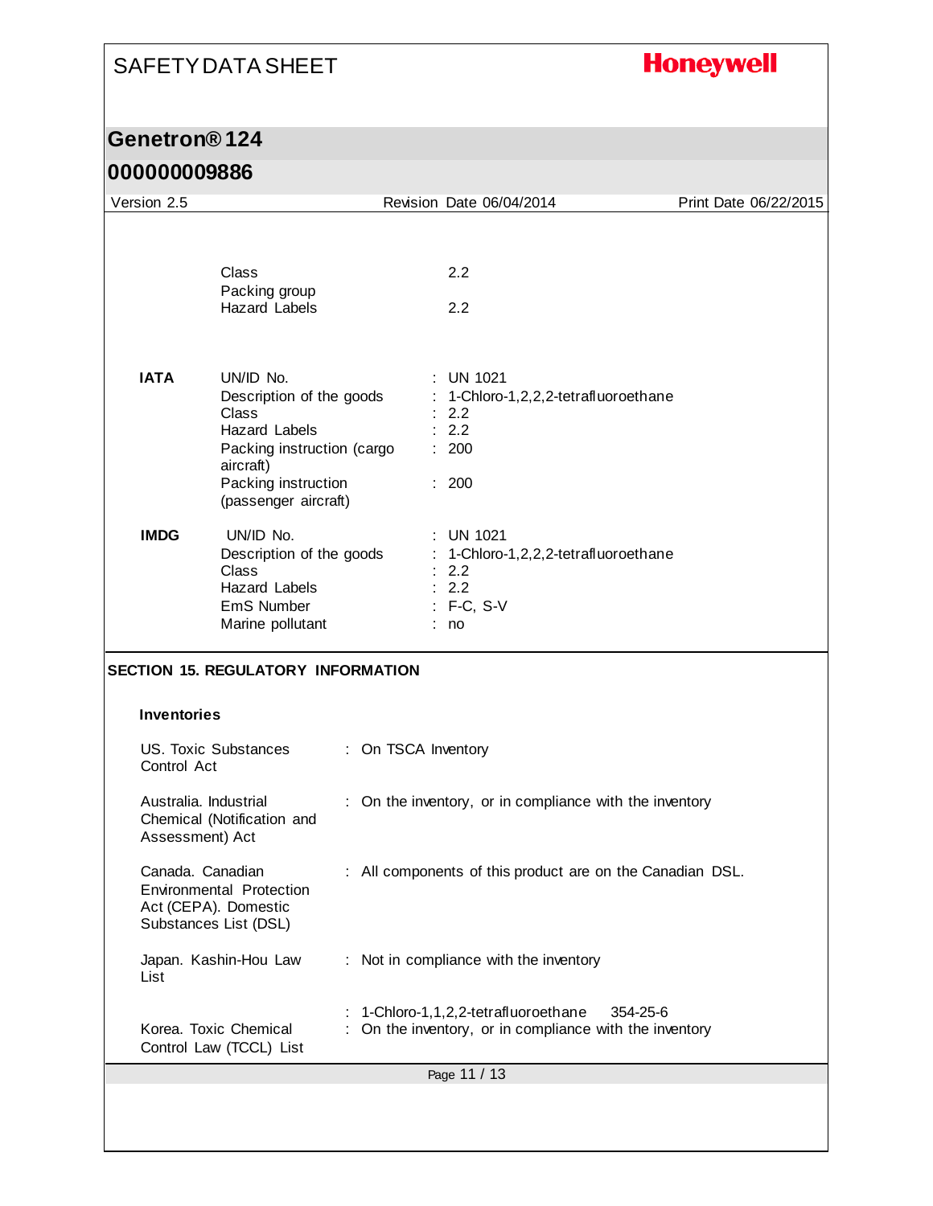| | | |
|---|---|---|
| | Class | 2.2 |
| | Packing group | |
| | Hazard Labels | 2.2 |
| **IATA** | UN/ID No. | : UN 1021 |
| | Description of the goods | : 1-Chloro-1,2,2,2-tetrafluoroethane |
| | Class | : 2.2 |
| | Hazard Labels | : 2.2 |
| | Packing instruction (cargo aircraft) | : 200 |
| | Packing instruction (passenger aircraft) | : 200 |
| **IMDG** | UN/ID No. | : UN 1021 |
| | Description of the goods | : 1-Chloro-1,2,2,2-tetrafluoroethane |
| | Class | : 2.2 |
| | Hazard Labels | : 2.2 |
| | EmS Number | : F-C, S-V |
| | Marine pollutant | : no |

## SECTION 15. REGULATORY INFORMATION

### Inventories

| | |
|---|---|
| US. Toxic Substances Control Act | : On TSCA Inventory |
| Australia. Industrial Chemical (Notification and Assessment) Act | : On the inventory, or in compliance with the inventory |
| Canada. Canadian Environmental Protection Act (CEPA). Domestic Substances List (DSL) | : All components of this product are on the Canadian DSL. |
| Japan. Kashin-Hou Law List | : Not in compliance with the inventory |
| | : 1-Chloro-1,1,2,2-tetrafluoroethane 354-25-6 |
| Korea. Toxic Chemical Control Law (TCCL) List | : On the inventory, or in compliance with the inventory |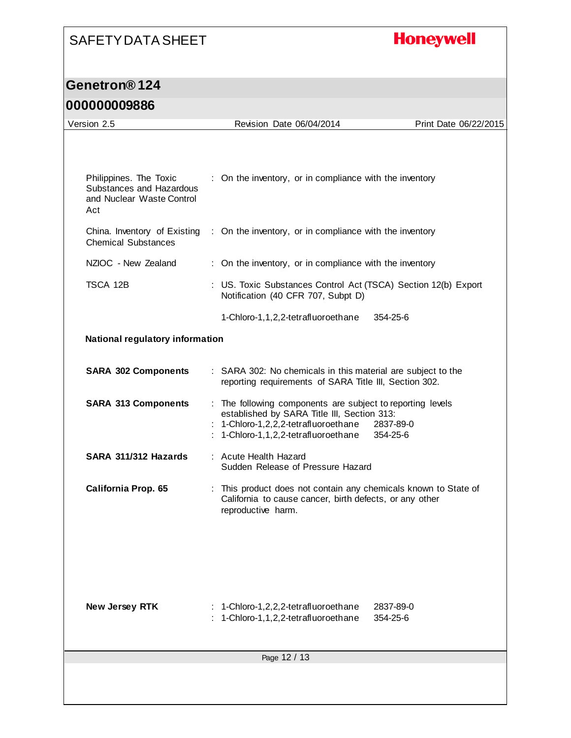| | |
|---|---|
| Philippines. The Toxic Substances and Hazardous and Nuclear Waste Control Act | : On the inventory, or in compliance with the inventory |
| China. Inventory of Existing Chemical Substances | : On the inventory, or in compliance with the inventory |
| NZIOC - New Zealand | : On the inventory, or in compliance with the inventory |
| TSCA 12B | : US. Toxic Substances Control Act (TSCA) Section 12(b) Export Notification (40 CFR 707, Subpt D) |
| | 1-Chloro-1,1,2,2-tetrafluoroethane 354-25-6 |

**National regulatory information**

| | |
|---|---|
| **SARA 302 Components** | : SARA 302: No chemicals in this material are subject to the reporting requirements of SARA Title III, Section 302. |
| **SARA 313 Components** | : The following components are subject to reporting levels established by SARA Title III, Section 313:<br>: 1-Chloro-1,2,2,2-tetrafluoroethane 2837-89-0<br>: 1-Chloro-1,1,2,2-tetrafluoroethane 354-25-6 |
| **SARA 311/312 Hazards** | : Acute Health Hazard<br>Sudden Release of Pressure Hazard |
| **California Prop. 65** | : This product does not contain any chemicals known to State of California to cause cancer, birth defects, or any other reproductive harm. |
| **New Jersey RTK** | : 1-Chloro-1,2,2,2-tetrafluoroethane 2837-89-0<br>: 1-Chloro-1,1,2,2-tetrafluoroethane 354-25-6 |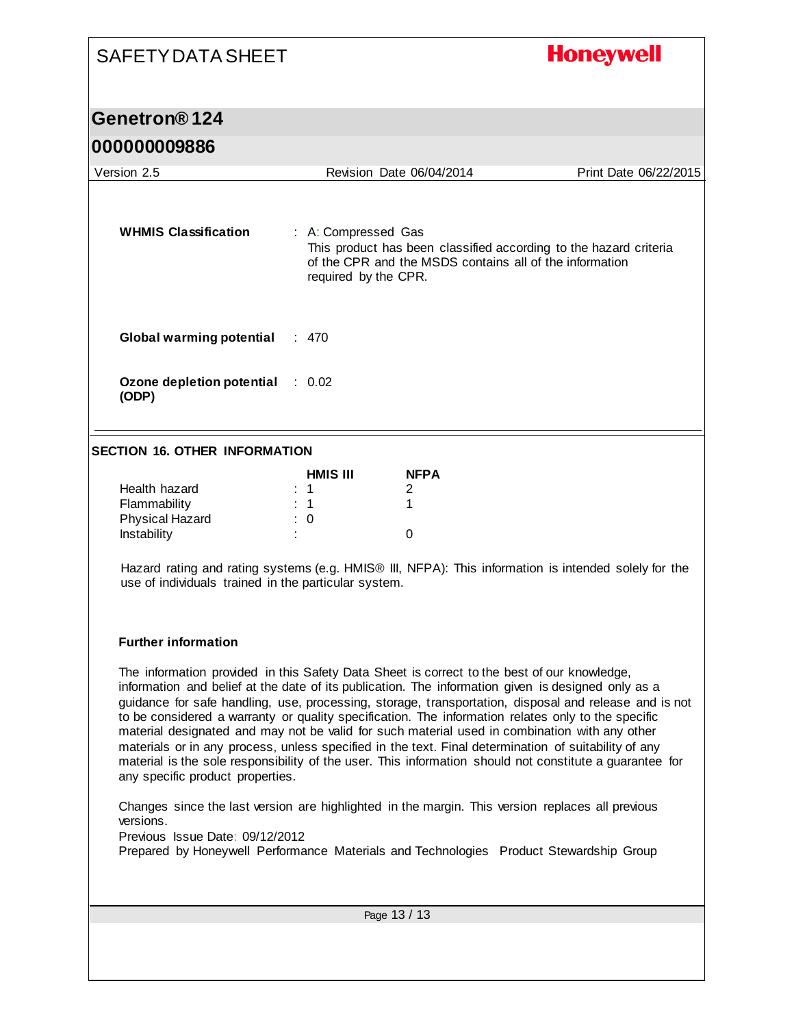**WHMIS Classification** : A: Compressed Gas
This product has been classified according to the hazard criteria of the CPR and the MSDS contains all of the information required by the CPR.

**Global warming potential** : 470

**Ozone depletion potential (ODP)** : 0.02

## SECTION 16. OTHER INFORMATION

| | HMIS III | NFPA |
|---|---|---|
| Health hazard | 1 | 2 |
| Flammability | 1 | 1 |
| Physical Hazard | 0 | |
| Instability | | 0 |

Hazard rating and rating systems (e.g. HMIS® III, NFPA): This information is intended solely for the use of individuals trained in the particular system.

**Further information**

The information provided in this Safety Data Sheet is correct to the best of our knowledge, information and belief at the date of its publication. The information given is designed only as a guidance for safe handling, use, processing, storage, transportation, disposal and release and is not to be considered a warranty or quality specification. The information relates only to the specific material designated and may not be valid for such material used in combination with any other materials or in any process, unless specified in the text. Final determination of suitability of any material is the sole responsibility of the user. This information should not constitute a guarantee for any specific product properties.

Changes since the last version are highlighted in the margin. This version replaces all previous versions.
Previous Issue Date: 09/12/2012
Prepared by Honeywell Performance Materials and Technologies Product Stewardship Group